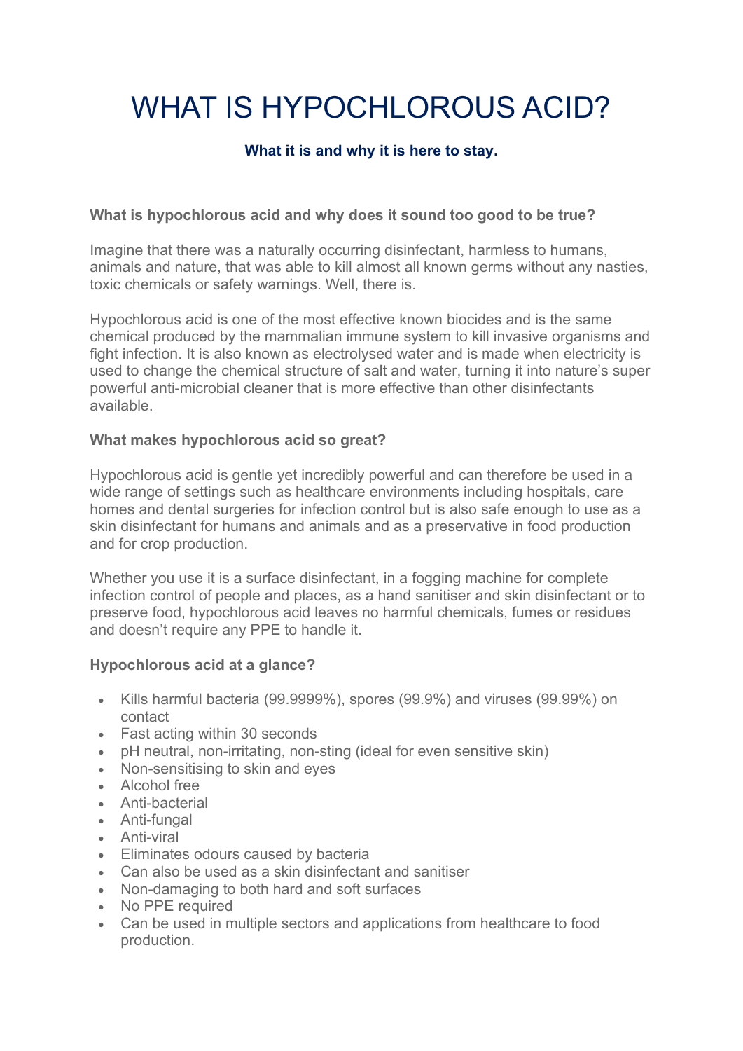# WHAT IS HYPOCHLOROUS ACID?

**What it is and why it is here to stay.**

**What is hypochlorous acid and why does it sound too good to be true?**

Imagine that there was a naturally occurring disinfectant, harmless to humans, animals and nature, that was able to kill almost all known germs without any nasties, toxic chemicals or safety warnings. Well, there is.

Hypochlorous acid is one of the most effective known biocides and is the same chemical produced by the mammalian immune system to kill invasive organisms and fight infection. It is also known as electrolysed water and is made when electricity is used to change the chemical structure of salt and water, turning it into nature's super powerful anti-microbial cleaner that is more effective than other disinfectants available.

**What makes hypochlorous acid so great?**

Hypochlorous acid is gentle yet incredibly powerful and can therefore be used in a wide range of settings such as healthcare environments including hospitals, care homes and dental surgeries for infection control but is also safe enough to use as a skin disinfectant for humans and animals and as a preservative in food production and for crop production.

Whether you use it is a surface disinfectant, in a fogging machine for complete infection control of people and places, as a hand sanitiser and skin disinfectant or to preserve food, hypochlorous acid leaves no harmful chemicals, fumes or residues and doesn't require any PPE to handle it.

**Hypochlorous acid at a glance?**

- Kills harmful bacteria (99.9999%), spores (99.9%) and viruses (99.99%) on contact
- Fast acting within 30 seconds
- pH neutral, non-irritating, non-sting (ideal for even sensitive skin)
- Non-sensitising to skin and eyes
- Alcohol free
- Anti-bacterial
- Anti-fungal
- Anti-viral
- Eliminates odours caused by bacteria
- Can also be used as a skin disinfectant and sanitiser
- Non-damaging to both hard and soft surfaces
- No PPE required
- Can be used in multiple sectors and applications from healthcare to food production.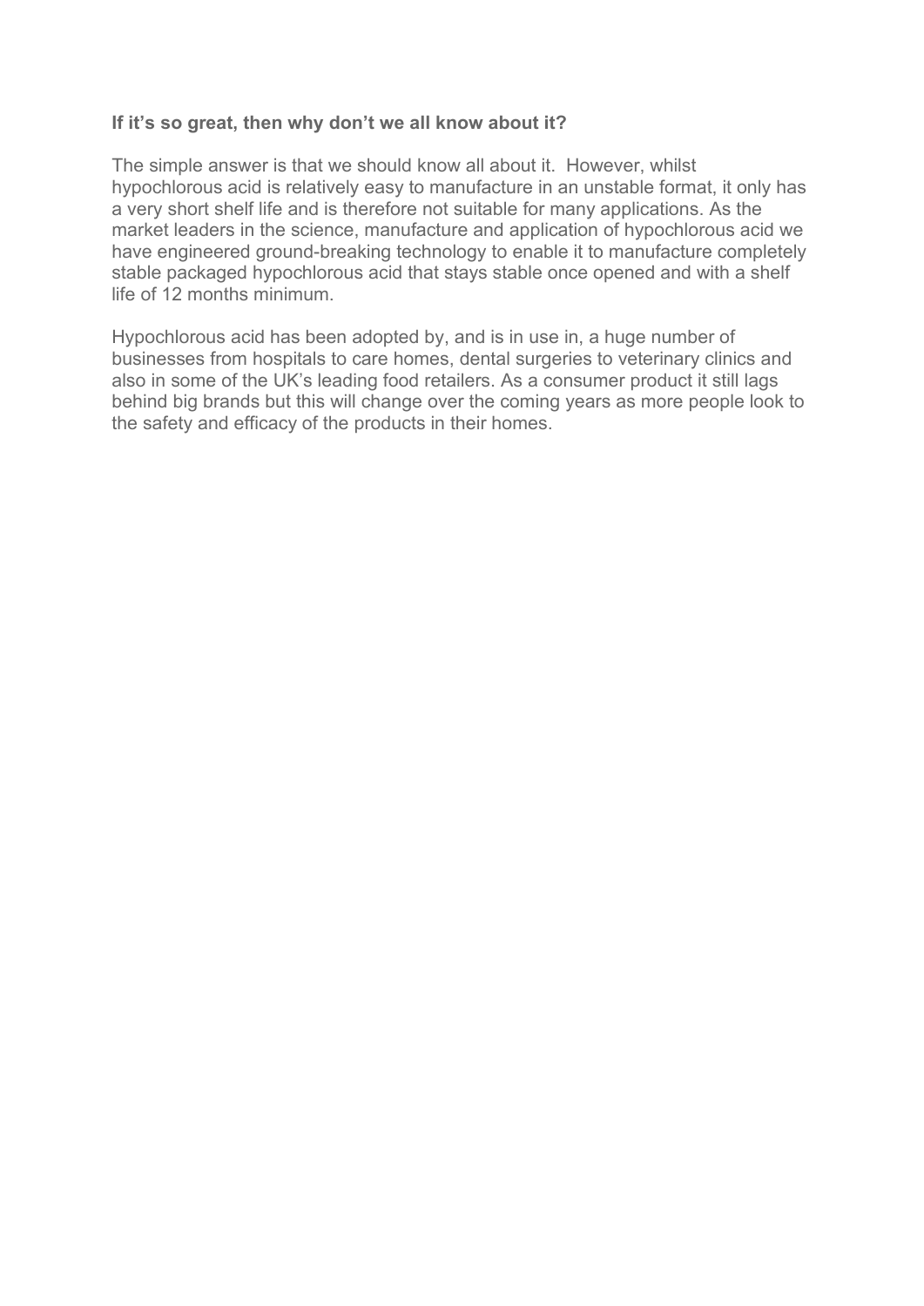**If it's so great, then why don't we all know about it?**

The simple answer is that we should know all about it. However, whilst hypochlorous acid is relatively easy to manufacture in an unstable format, it only has a very short shelf life and is therefore not suitable for many applications. As the market leaders in the science, manufacture and application of hypochlorous acid we have engineered ground-breaking technology to enable it to manufacture completely stable packaged hypochlorous acid that stays stable once opened and with a shelf life of 12 months minimum.

Hypochlorous acid has been adopted by, and is in use in, a huge number of businesses from hospitals to care homes, dental surgeries to veterinary clinics and also in some of the UK's leading food retailers. As a consumer product it still lags behind big brands but this will change over the coming years as more people look to the safety and efficacy of the products in their homes.